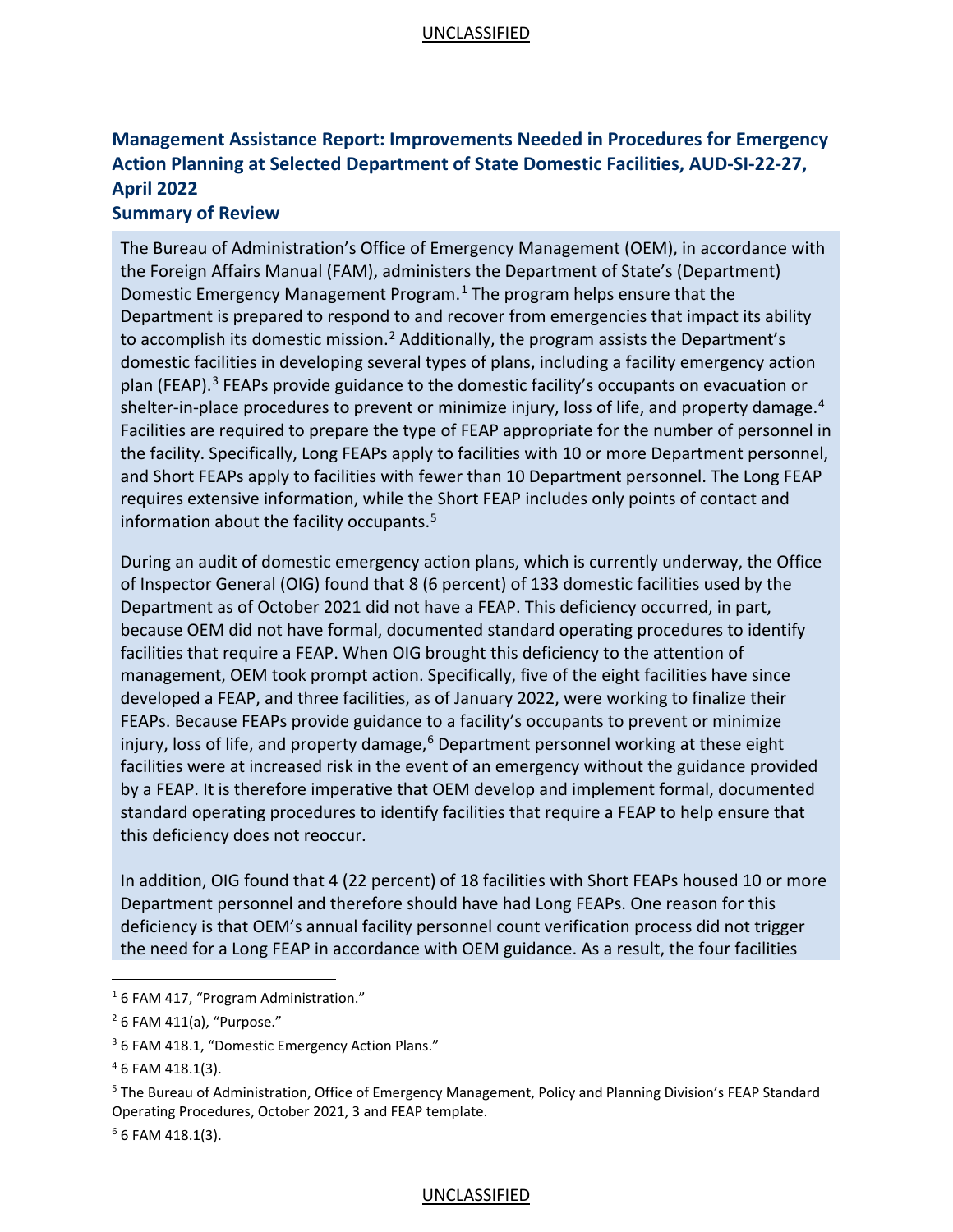## Management Assistance Report: Improvements Needed in Procedures for Emergency Action Planning at Selected Department of State Domestic Facilities, AUD-SI-22-27, April 2022

### Summary of Review

The Bureau of Administration's Office of Emergency Management (OEM), in accordance with the Foreign Affairs Manual (FAM), administers the Department of State's (Department) Domestic Emergency Management Program.[1] The program helps ensure that the Department is prepared to respond to and recover from emergencies that impact its ability to accomplish its domestic mission.[2] Additionally, the program assists the Department's domestic facilities in developing several types of plans, including a facility emergency action plan (FEAP).[3] FEAPs provide guidance to the domestic facility's occupants on evacuation or shelter-in-place procedures to prevent or minimize injury, loss of life, and property damage.[4] Facilities are required to prepare the type of FEAP appropriate for the number of personnel in the facility. Specifically, Long FEAPs apply to facilities with 10 or more Department personnel, and Short FEAPs apply to facilities with fewer than 10 Department personnel. The Long FEAP requires extensive information, while the Short FEAP includes only points of contact and information about the facility occupants.[5]

During an audit of domestic emergency action plans, which is currently underway, the Office of Inspector General (OIG) found that 8 (6 percent) of 133 domestic facilities used by the Department as of October 2021 did not have a FEAP. This deficiency occurred, in part, because OEM did not have formal, documented standard operating procedures to identify facilities that require a FEAP. When OIG brought this deficiency to the attention of management, OEM took prompt action. Specifically, five of the eight facilities have since developed a FEAP, and three facilities, as of January 2022, were working to finalize their FEAPs. Because FEAPs provide guidance to a facility's occupants to prevent or minimize injury, loss of life, and property damage,[6] Department personnel working at these eight facilities were at increased risk in the event of an emergency without the guidance provided by a FEAP. It is therefore imperative that OEM develop and implement formal, documented standard operating procedures to identify facilities that require a FEAP to help ensure that this deficiency does not reoccur.

In addition, OIG found that 4 (22 percent) of 18 facilities with Short FEAPs housed 10 or more Department personnel and therefore should have had Long FEAPs. One reason for this deficiency is that OEM's annual facility personnel count verification process did not trigger the need for a Long FEAP in accordance with OEM guidance. As a result, the four facilities

---

[1] 6 FAM 417, "Program Administration."

[2] 6 FAM 411(a), "Purpose."

[3] 6 FAM 418.1, "Domestic Emergency Action Plans."

[4] 6 FAM 418.1(3).

[5] The Bureau of Administration, Office of Emergency Management, Policy and Planning Division's FEAP Standard Operating Procedures, October 2021, 3 and FEAP template.

[6] 6 FAM 418.1(3).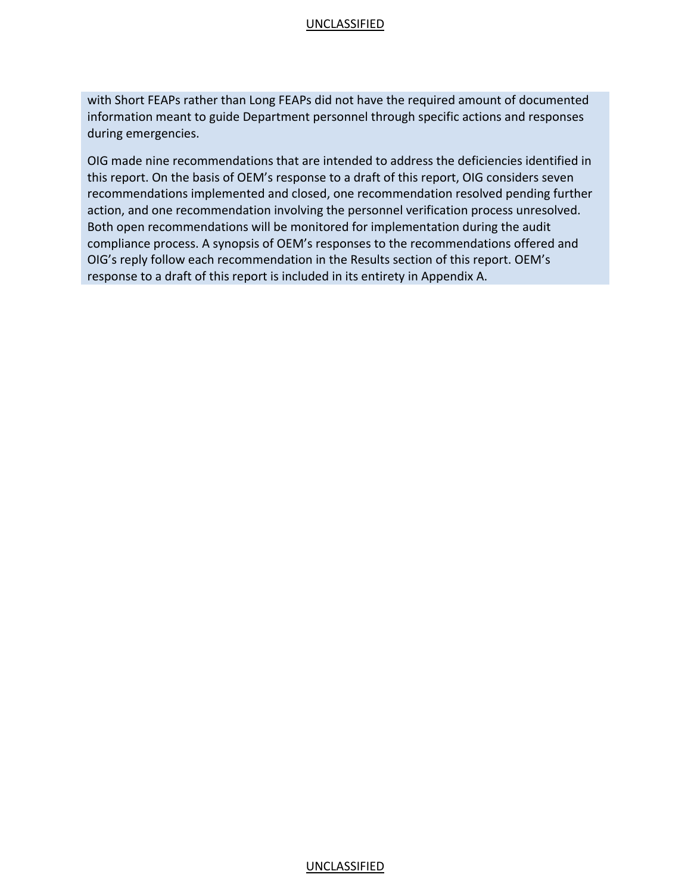with Short FEAPs rather than Long FEAPs did not have the required amount of documented information meant to guide Department personnel through specific actions and responses during emergencies.

OIG made nine recommendations that are intended to address the deficiencies identified in this report. On the basis of OEM's response to a draft of this report, OIG considers seven recommendations implemented and closed, one recommendation resolved pending further action, and one recommendation involving the personnel verification process unresolved. Both open recommendations will be monitored for implementation during the audit compliance process. A synopsis of OEM's responses to the recommendations offered and OIG's reply follow each recommendation in the Results section of this report. OEM's response to a draft of this report is included in its entirety in Appendix A.